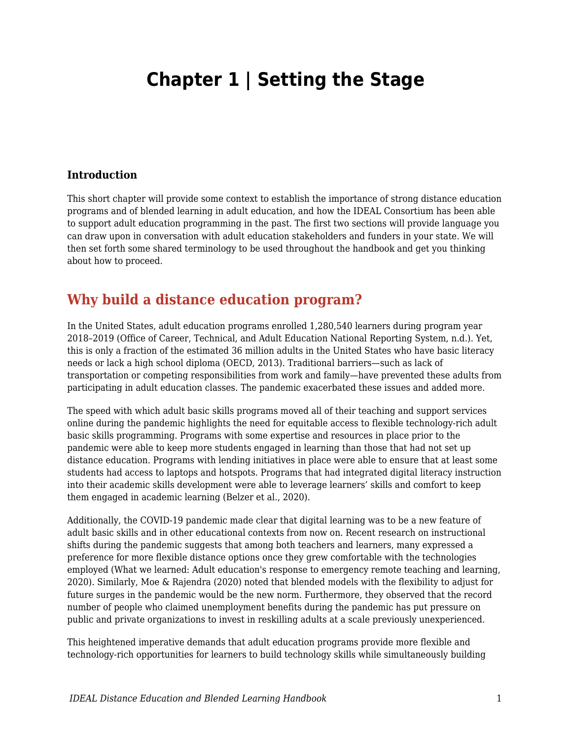# Chapter 1 | Setting the Stage

### Introduction

This short chapter will provide some context to establish the importance of strong distance education programs and of blended learning in adult education, and how the IDEAL Consortium has been able to support adult education programming in the past. The first two sections will provide language you can draw upon in conversation with adult education stakeholders and funders in your state. We will then set forth some shared terminology to be used throughout the handbook and get you thinking about how to proceed.

## Why build a distance education program?

In the United States, adult education programs enrolled 1,280,540 learners during program year 2018–2019 (Office of Career, Technical, and Adult Education National Reporting System, n.d.). Yet, this is only a fraction of the estimated 36 million adults in the United States who have basic literacy needs or lack a high school diploma (OECD, 2013). Traditional barriers—such as lack of transportation or competing responsibilities from work and family—have prevented these adults from participating in adult education classes. The pandemic exacerbated these issues and added more.

The speed with which adult basic skills programs moved all of their teaching and support services online during the pandemic highlights the need for equitable access to flexible technology-rich adult basic skills programming. Programs with some expertise and resources in place prior to the pandemic were able to keep more students engaged in learning than those that had not set up distance education. Programs with lending initiatives in place were able to ensure that at least some students had access to laptops and hotspots. Programs that had integrated digital literacy instruction into their academic skills development were able to leverage learners' skills and comfort to keep them engaged in academic learning (Belzer et al., 2020).

Additionally, the COVID-19 pandemic made clear that digital learning was to be a new feature of adult basic skills and in other educational contexts from now on. Recent research on instructional shifts during the pandemic suggests that among both teachers and learners, many expressed a preference for more flexible distance options once they grew comfortable with the technologies employed (What we learned: Adult education's response to emergency remote teaching and learning, 2020). Similarly, Moe & Rajendra (2020) noted that blended models with the flexibility to adjust for future surges in the pandemic would be the new norm. Furthermore, they observed that the record number of people who claimed unemployment benefits during the pandemic has put pressure on public and private organizations to invest in reskilling adults at a scale previously unexperienced.

This heightened imperative demands that adult education programs provide more flexible and technology-rich opportunities for learners to build technology skills while simultaneously building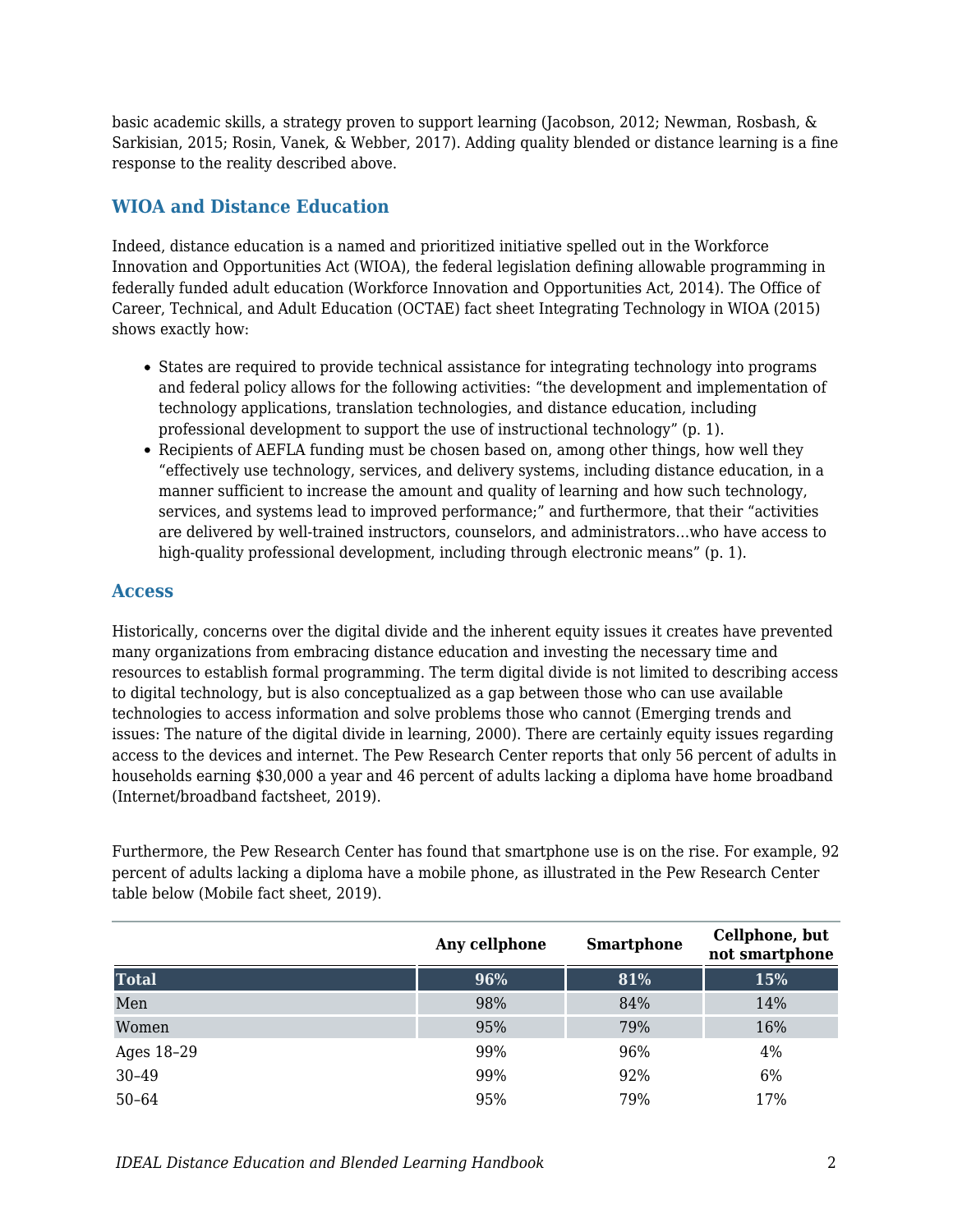basic academic skills, a strategy proven to support learning (Jacobson, 2012; Newman, Rosbash, & Sarkisian, 2015; Rosin, Vanek, & Webber, 2017). Adding quality blended or distance learning is a fine response to the reality described above.

## WIOA and Distance Education

Indeed, distance education is a named and prioritized initiative spelled out in the Workforce Innovation and Opportunities Act (WIOA), the federal legislation defining allowable programming in federally funded adult education (Workforce Innovation and Opportunities Act, 2014). The Office of Career, Technical, and Adult Education (OCTAE) fact sheet Integrating Technology in WIOA (2015) shows exactly how:

- States are required to provide technical assistance for integrating technology into programs and federal policy allows for the following activities: "the development and implementation of technology applications, translation technologies, and distance education, including professional development to support the use of instructional technology" (p. 1).
- Recipients of AEFLA funding must be chosen based on, among other things, how well they "effectively use technology, services, and delivery systems, including distance education, in a manner sufficient to increase the amount and quality of learning and how such technology, services, and systems lead to improved performance;" and furthermore, that their "activities are delivered by well-trained instructors, counselors, and administrators…who have access to high-quality professional development, including through electronic means" (p. 1).

## Access

Historically, concerns over the digital divide and the inherent equity issues it creates have prevented many organizations from embracing distance education and investing the necessary time and resources to establish formal programming. The term digital divide is not limited to describing access to digital technology, but is also conceptualized as a gap between those who can use available technologies to access information and solve problems those who cannot (Emerging trends and issues: The nature of the digital divide in learning, 2000). There are certainly equity issues regarding access to the devices and internet. The Pew Research Center reports that only 56 percent of adults in households earning $30,000 a year and 46 percent of adults lacking a diploma have home broadband (Internet/broadband factsheet, 2019).

Furthermore, the Pew Research Center has found that smartphone use is on the rise. For example, 92 percent of adults lacking a diploma have a mobile phone, as illustrated in the Pew Research Center table below (Mobile fact sheet, 2019).

| | Any cellphone | Smartphone | Cellphone, but not smartphone |
|---|---|---|---|
| **Total** | **96%** | **81%** | **15%** |
| Men | 98% | 84% | 14% |
| Women | 95% | 79% | 16% |
| Ages 18–29 | 99% | 96% | 4% |
| 30–49 | 99% | 92% | 6% |
| 50–64 | 95% | 79% | 17% |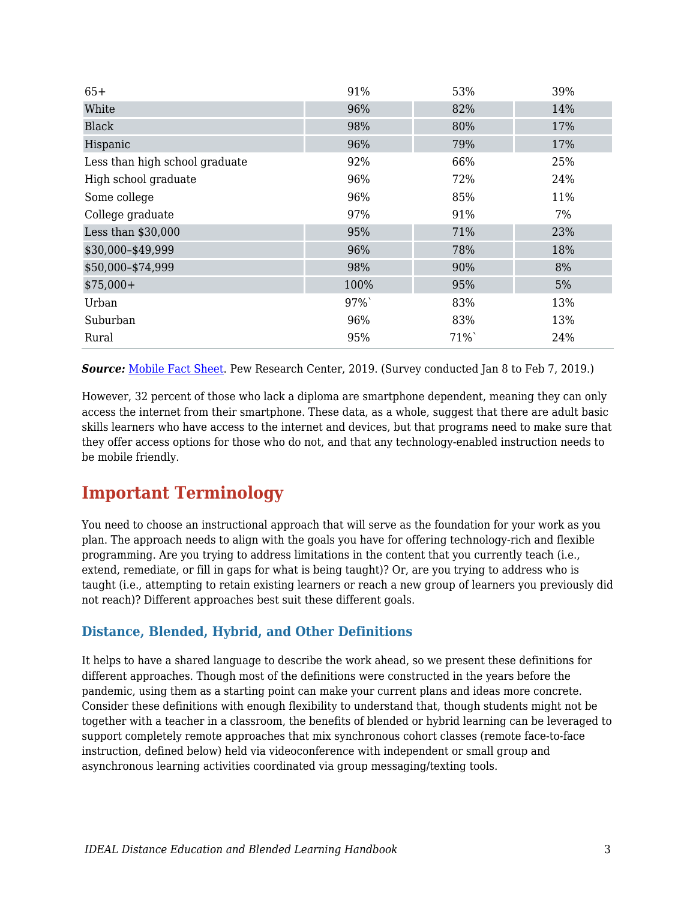| | | | |
|---|---|---|---|
| 65+ | 91% | 53% | 39% |
| White | 96% | 82% | 14% |
| Black | 98% | 80% | 17% |
| Hispanic | 96% | 79% | 17% |
| Less than high school graduate | 92% | 66% | 25% |
| High school graduate | 96% | 72% | 24% |
| Some college | 96% | 85% | 11% |
| College graduate | 97% | 91% | 7% |
| Less than $30,000 | 95% | 71% | 23% |
| $30,000–$49,999 | 96% | 78% | 18% |
| $50,000–$74,999 | 98% | 90% | 8% |
| $75,000+ | 100% | 95% | 5% |
| Urban | 97%` | 83% | 13% |
| Suburban | 96% | 83% | 13% |
| Rural | 95% | 71%` | 24% |

***Source:*** Mobile Fact Sheet. Pew Research Center, 2019. (Survey conducted Jan 8 to Feb 7, 2019.)

However, 32 percent of those who lack a diploma are smartphone dependent, meaning they can only access the internet from their smartphone. These data, as a whole, suggest that there are adult basic skills learners who have access to the internet and devices, but that programs need to make sure that they offer access options for those who do not, and that any technology-enabled instruction needs to be mobile friendly.

## Important Terminology

You need to choose an instructional approach that will serve as the foundation for your work as you plan. The approach needs to align with the goals you have for offering technology-rich and flexible programming. Are you trying to address limitations in the content that you currently teach (i.e., extend, remediate, or fill in gaps for what is being taught)? Or, are you trying to address who is taught (i.e., attempting to retain existing learners or reach a new group of learners you previously did not reach)? Different approaches best suit these different goals.

### Distance, Blended, Hybrid, and Other Definitions

It helps to have a shared language to describe the work ahead, so we present these definitions for different approaches. Though most of the definitions were constructed in the years before the pandemic, using them as a starting point can make your current plans and ideas more concrete. Consider these definitions with enough flexibility to understand that, though students might not be together with a teacher in a classroom, the benefits of blended or hybrid learning can be leveraged to support completely remote approaches that mix synchronous cohort classes (remote face-to-face instruction, defined below) held via videoconference with independent or small group and asynchronous learning activities coordinated via group messaging/texting tools.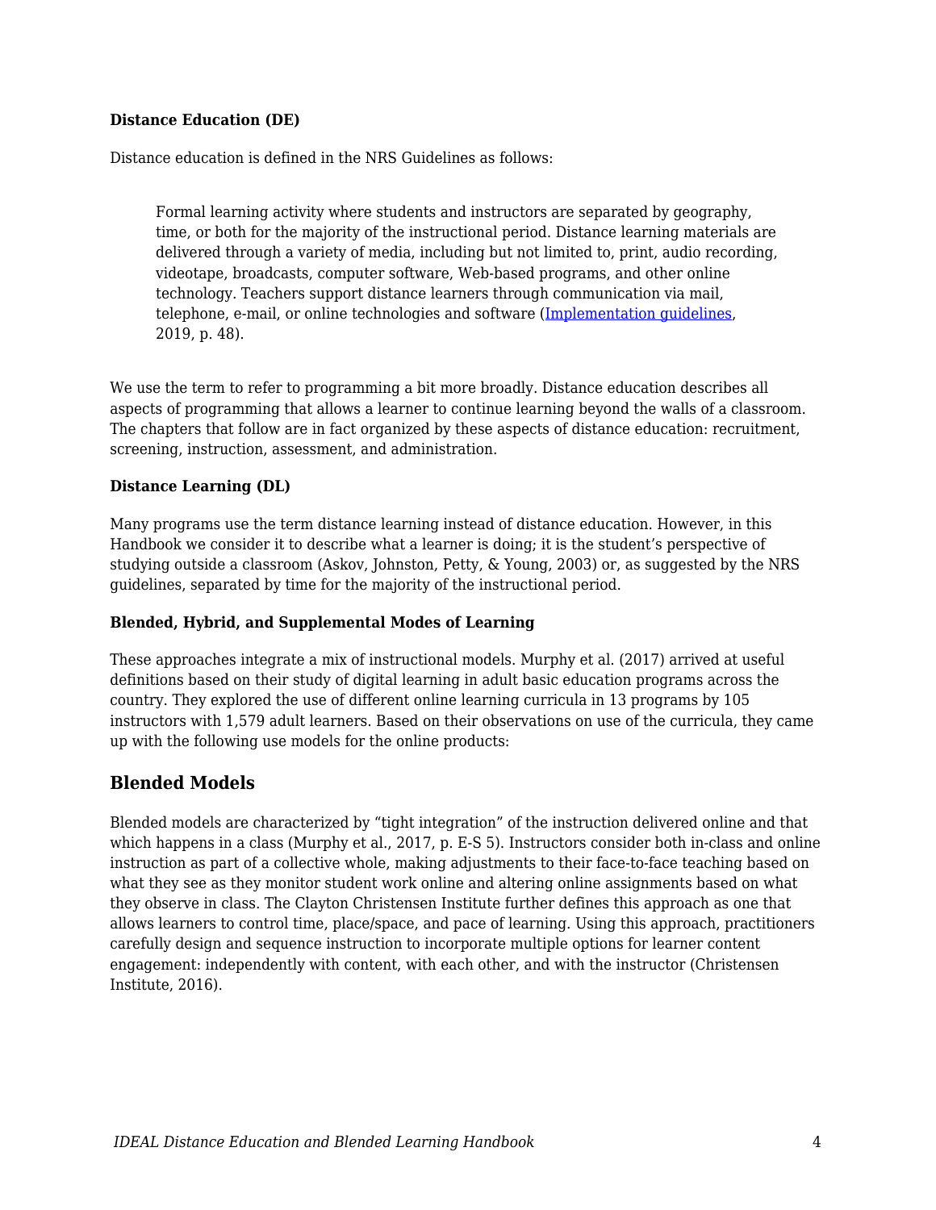**Distance Education (DE)**

Distance education is defined in the NRS Guidelines as follows:

> Formal learning activity where students and instructors are separated by geography, time, or both for the majority of the instructional period. Distance learning materials are delivered through a variety of media, including but not limited to, print, audio recording, videotape, broadcasts, computer software, Web-based programs, and other online technology. Teachers support distance learners through communication via mail, telephone, e-mail, or online technologies and software (Implementation guidelines, 2019, p. 48).

We use the term to refer to programming a bit more broadly. Distance education describes all aspects of programming that allows a learner to continue learning beyond the walls of a classroom. The chapters that follow are in fact organized by these aspects of distance education: recruitment, screening, instruction, assessment, and administration.

**Distance Learning (DL)**

Many programs use the term distance learning instead of distance education. However, in this Handbook we consider it to describe what a learner is doing; it is the student's perspective of studying outside a classroom (Askov, Johnston, Petty, & Young, 2003) or, as suggested by the NRS guidelines, separated by time for the majority of the instructional period.

**Blended, Hybrid, and Supplemental Modes of Learning**

These approaches integrate a mix of instructional models. Murphy et al. (2017) arrived at useful definitions based on their study of digital learning in adult basic education programs across the country. They explored the use of different online learning curricula in 13 programs by 105 instructors with 1,579 adult learners. Based on their observations on use of the curricula, they came up with the following use models for the online products:

## Blended Models

Blended models are characterized by "tight integration" of the instruction delivered online and that which happens in a class (Murphy et al., 2017, p. E-S 5). Instructors consider both in-class and online instruction as part of a collective whole, making adjustments to their face-to-face teaching based on what they see as they monitor student work online and altering online assignments based on what they observe in class. The Clayton Christensen Institute further defines this approach as one that allows learners to control time, place/space, and pace of learning. Using this approach, practitioners carefully design and sequence instruction to incorporate multiple options for learner content engagement: independently with content, with each other, and with the instructor (Christensen Institute, 2016).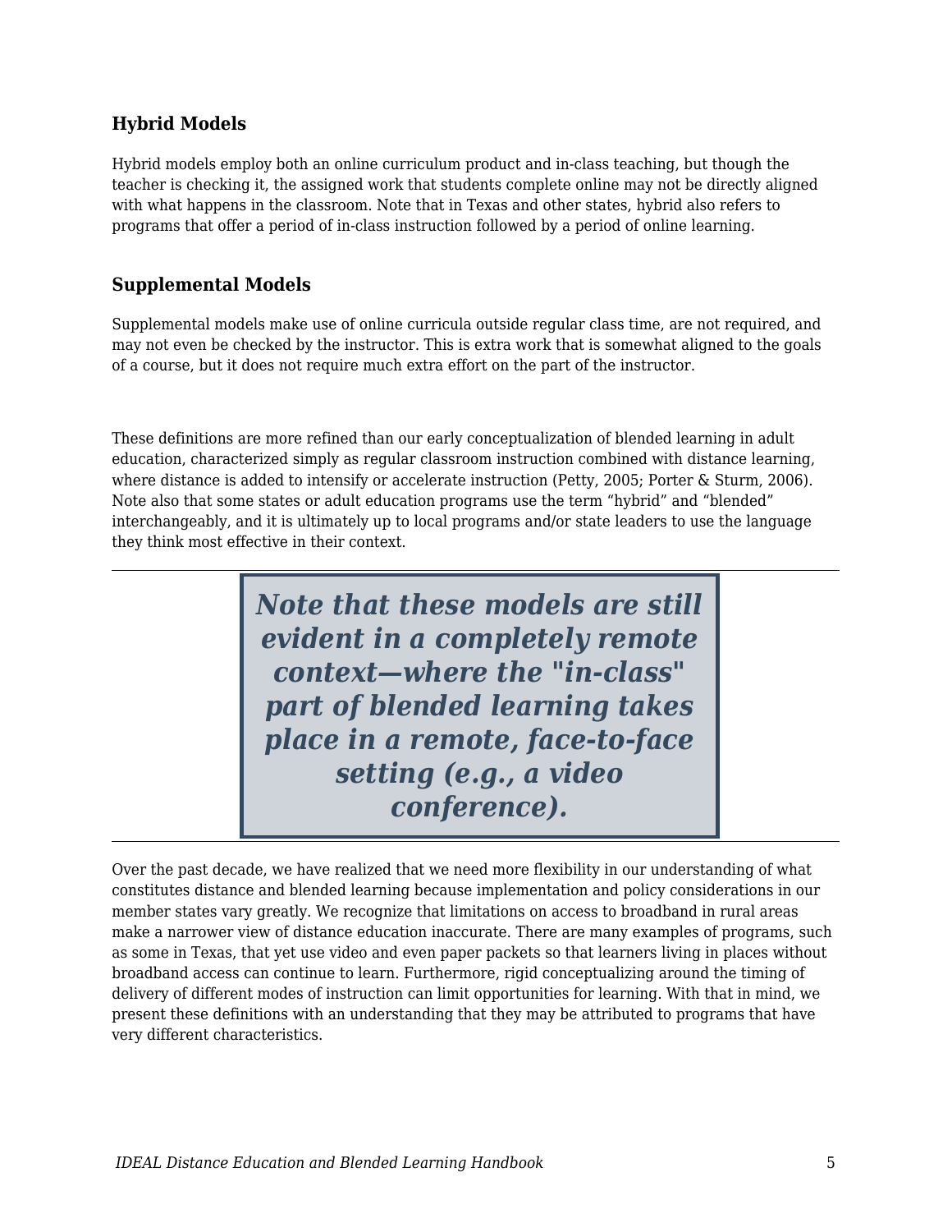### Hybrid Models

Hybrid models employ both an online curriculum product and in-class teaching, but though the teacher is checking it, the assigned work that students complete online may not be directly aligned with what happens in the classroom. Note that in Texas and other states, hybrid also refers to programs that offer a period of in-class instruction followed by a period of online learning.

### Supplemental Models

Supplemental models make use of online curricula outside regular class time, are not required, and may not even be checked by the instructor. This is extra work that is somewhat aligned to the goals of a course, but it does not require much extra effort on the part of the instructor.

These definitions are more refined than our early conceptualization of blended learning in adult education, characterized simply as regular classroom instruction combined with distance learning, where distance is added to intensify or accelerate instruction (Petty, 2005; Porter & Sturm, 2006). Note also that some states or adult education programs use the term “hybrid” and “blended” interchangeably, and it is ultimately up to local programs and/or state leaders to use the language they think most effective in their context.

> ***Note that these models are still evident in a completely remote context—where the "in-class" part of blended learning takes place in a remote, face-to-face setting (e.g., a video conference).***

Over the past decade, we have realized that we need more flexibility in our understanding of what constitutes distance and blended learning because implementation and policy considerations in our member states vary greatly. We recognize that limitations on access to broadband in rural areas make a narrower view of distance education inaccurate. There are many examples of programs, such as some in Texas, that yet use video and even paper packets so that learners living in places without broadband access can continue to learn. Furthermore, rigid conceptualizing around the timing of delivery of different modes of instruction can limit opportunities for learning. With that in mind, we present these definitions with an understanding that they may be attributed to programs that have very different characteristics.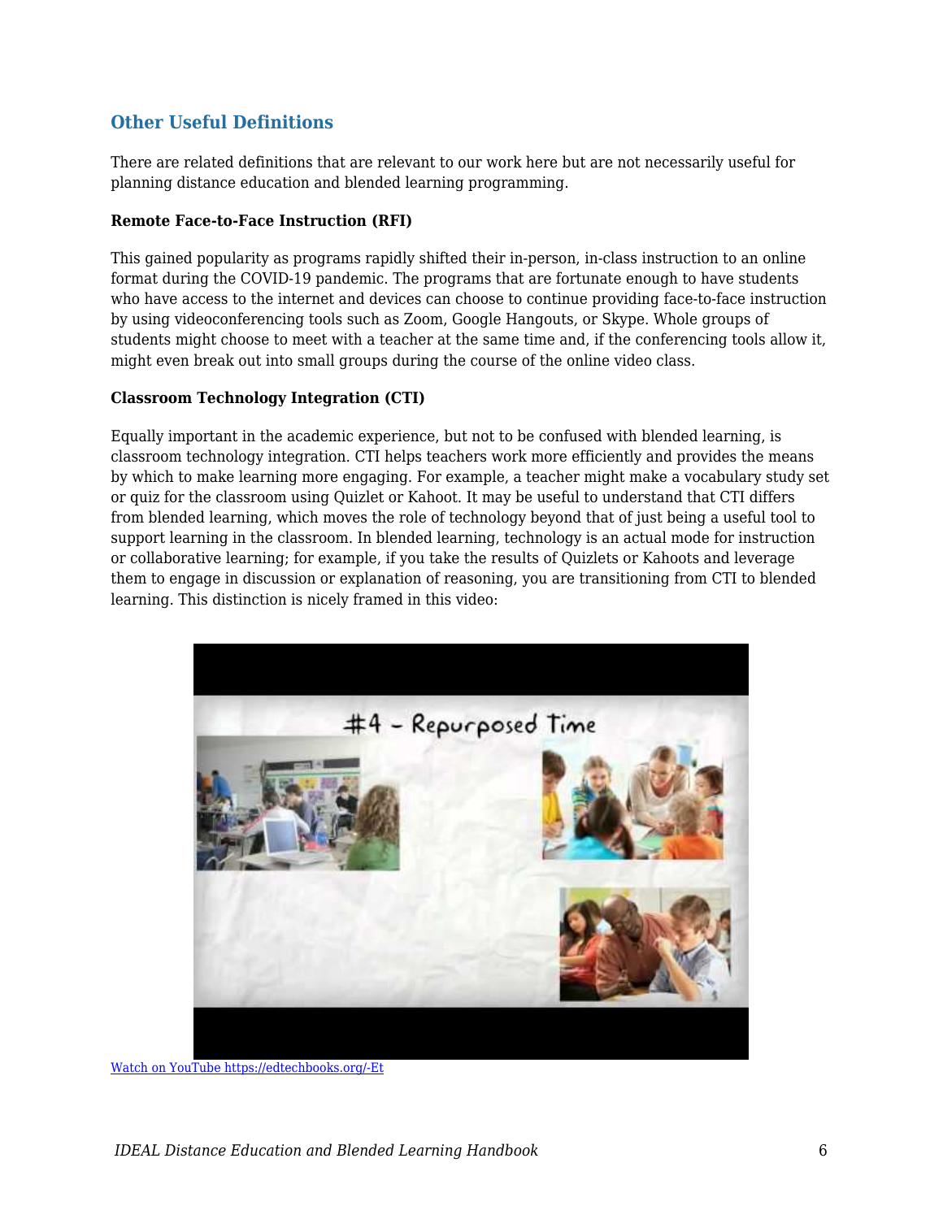## Other Useful Definitions

There are related definitions that are relevant to our work here but are not necessarily useful for planning distance education and blended learning programming.

**Remote Face-to-Face Instruction (RFI)**

This gained popularity as programs rapidly shifted their in-person, in-class instruction to an online format during the COVID-19 pandemic. The programs that are fortunate enough to have students who have access to the internet and devices can choose to continue providing face-to-face instruction by using videoconferencing tools such as Zoom, Google Hangouts, or Skype. Whole groups of students might choose to meet with a teacher at the same time and, if the conferencing tools allow it, might even break out into small groups during the course of the online video class.

**Classroom Technology Integration (CTI)**

Equally important in the academic experience, but not to be confused with blended learning, is classroom technology integration. CTI helps teachers work more efficiently and provides the means by which to make learning more engaging. For example, a teacher might make a vocabulary study set or quiz for the classroom using Quizlet or Kahoot. It may be useful to understand that CTI differs from blended learning, which moves the role of technology beyond that of just being a useful tool to support learning in the classroom. In blended learning, technology is an actual mode for instruction or collaborative learning; for example, if you take the results of Quizlets or Kahoots and leverage them to engage in discussion or explanation of reasoning, you are transitioning from CTI to blended learning. This distinction is nicely framed in this video:

[Watch on YouTube https://edtechbooks.org/-Et](https://edtechbooks.org/-Et)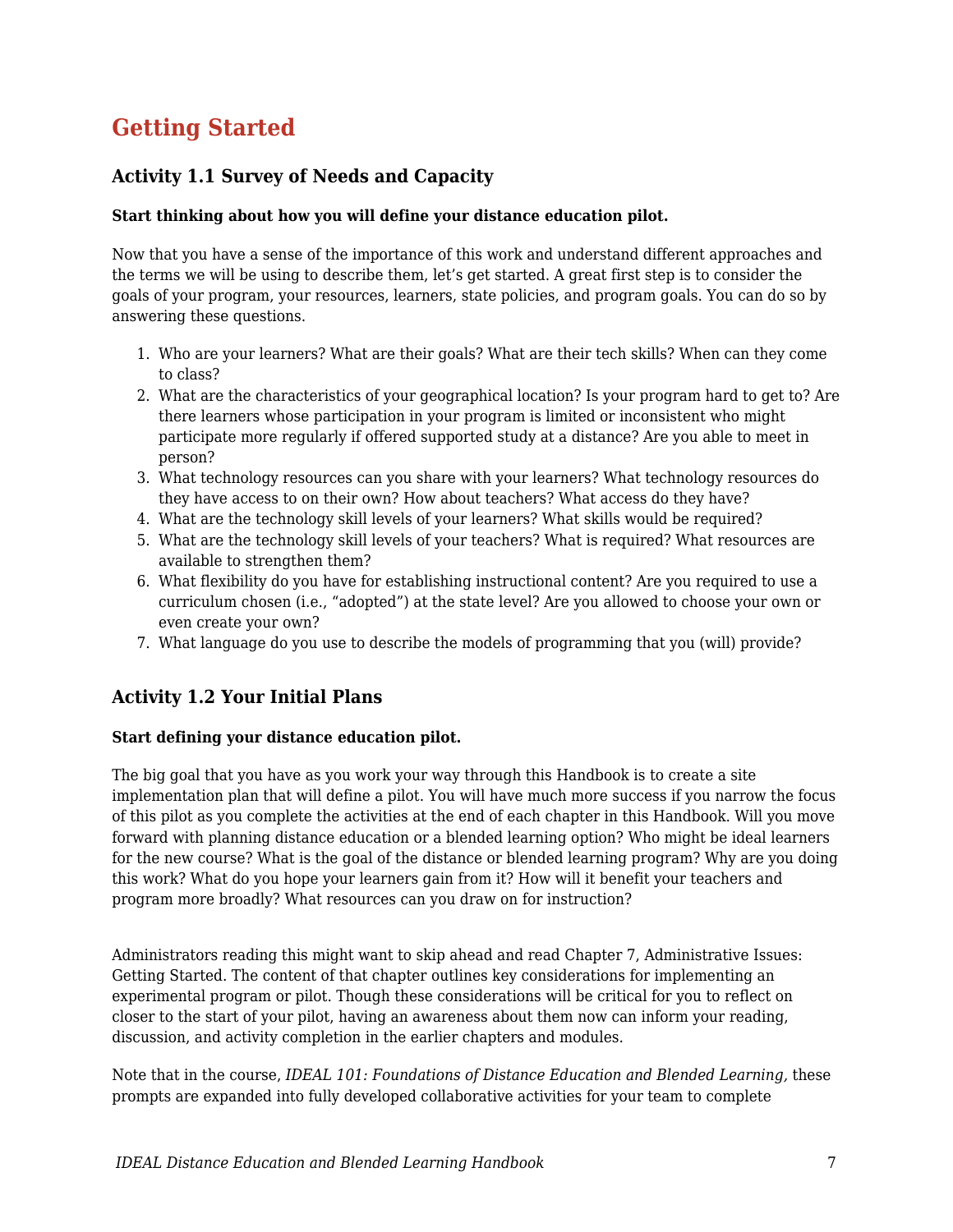## Getting Started

### Activity 1.1 Survey of Needs and Capacity

**Start thinking about how you will define your distance education pilot.**

Now that you have a sense of the importance of this work and understand different approaches and the terms we will be using to describe them, let's get started. A great first step is to consider the goals of your program, your resources, learners, state policies, and program goals. You can do so by answering these questions.

1. Who are your learners? What are their goals? What are their tech skills? When can they come to class?
2. What are the characteristics of your geographical location? Is your program hard to get to? Are there learners whose participation in your program is limited or inconsistent who might participate more regularly if offered supported study at a distance? Are you able to meet in person?
3. What technology resources can you share with your learners? What technology resources do they have access to on their own? How about teachers? What access do they have?
4. What are the technology skill levels of your learners? What skills would be required?
5. What are the technology skill levels of your teachers? What is required? What resources are available to strengthen them?
6. What flexibility do you have for establishing instructional content? Are you required to use a curriculum chosen (i.e., "adopted") at the state level? Are you allowed to choose your own or even create your own?
7. What language do you use to describe the models of programming that you (will) provide?

### Activity 1.2 Your Initial Plans

**Start defining your distance education pilot.**

The big goal that you have as you work your way through this Handbook is to create a site implementation plan that will define a pilot. You will have much more success if you narrow the focus of this pilot as you complete the activities at the end of each chapter in this Handbook. Will you move forward with planning distance education or a blended learning option? Who might be ideal learners for the new course? What is the goal of the distance or blended learning program? Why are you doing this work? What do you hope your learners gain from it? How will it benefit your teachers and program more broadly? What resources can you draw on for instruction?

Administrators reading this might want to skip ahead and read Chapter 7, Administrative Issues: Getting Started. The content of that chapter outlines key considerations for implementing an experimental program or pilot. Though these considerations will be critical for you to reflect on closer to the start of your pilot, having an awareness about them now can inform your reading, discussion, and activity completion in the earlier chapters and modules.

Note that in the course, *IDEAL 101: Foundations of Distance Education and Blended Learning,* these prompts are expanded into fully developed collaborative activities for your team to complete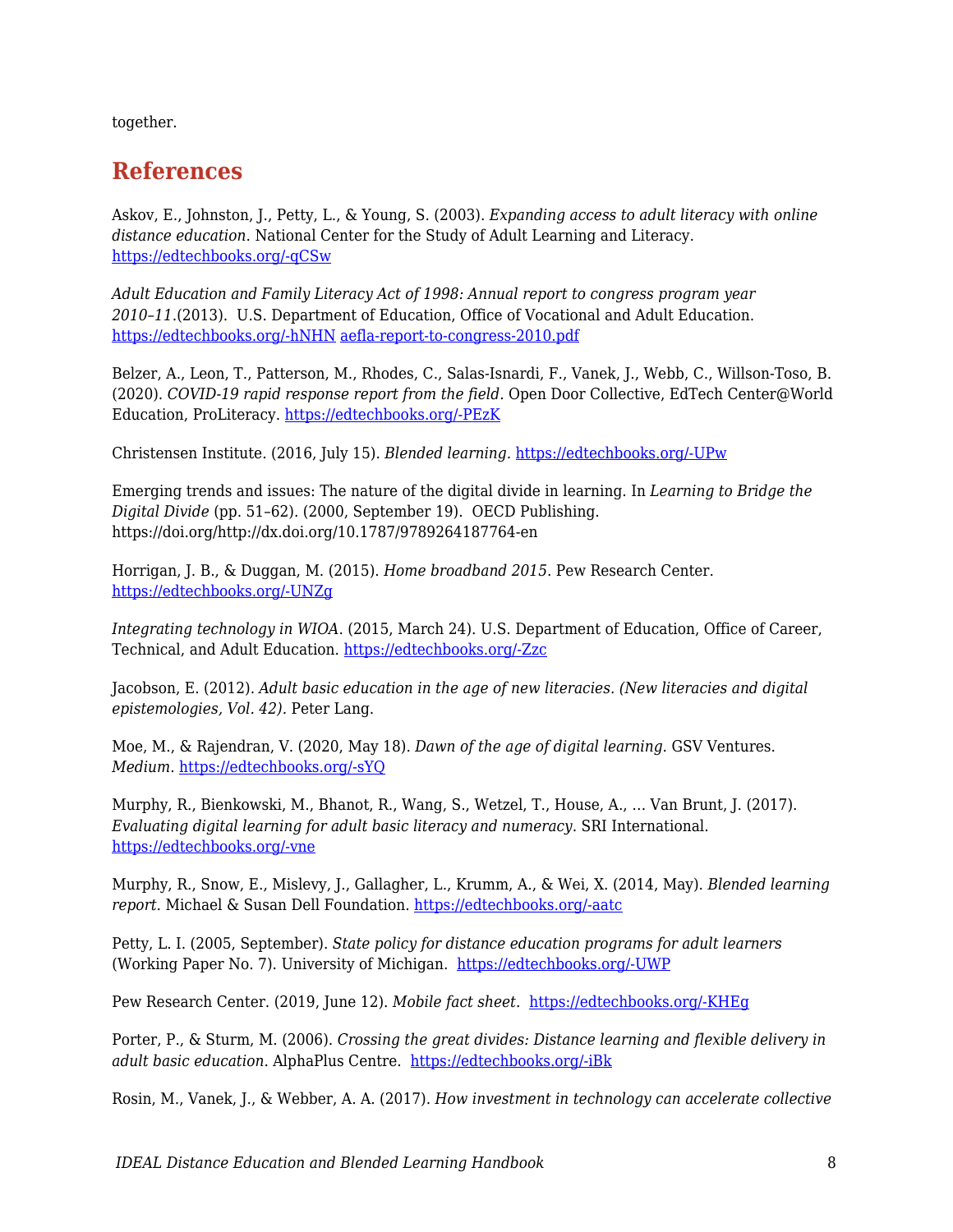together.

## References

Askov, E., Johnston, J., Petty, L., & Young, S. (2003). *Expanding access to adult literacy with online distance education*. National Center for the Study of Adult Learning and Literacy. https://edtechbooks.org/-qCSw

*Adult Education and Family Literacy Act of 1998: Annual report to congress program year 2010–11*.(2013). U.S. Department of Education, Office of Vocational and Adult Education. https://edtechbooks.org/-hNHN aefla-report-to-congress-2010.pdf

Belzer, A., Leon, T., Patterson, M., Rhodes, C., Salas-Isnardi, F., Vanek, J., Webb, C., Willson-Toso, B. (2020). *COVID-19 rapid response report from the field*. Open Door Collective, EdTech Center@World Education, ProLiteracy. https://edtechbooks.org/-PEzK

Christensen Institute. (2016, July 15). *Blended learning.* https://edtechbooks.org/-UPw

Emerging trends and issues: The nature of the digital divide in learning. In *Learning to Bridge the Digital Divide* (pp. 51–62). (2000, September 19). OECD Publishing. https://doi.org/http://dx.doi.org/10.1787/9789264187764-en

Horrigan, J. B., & Duggan, M. (2015). *Home broadband 2015*. Pew Research Center. https://edtechbooks.org/-UNZg

*Integrating technology in WIOA*. (2015, March 24). U.S. Department of Education, Office of Career, Technical, and Adult Education. https://edtechbooks.org/-Zzc

Jacobson, E. (2012). *Adult basic education in the age of new literacies. (New literacies and digital epistemologies, Vol. 42)*. Peter Lang.

Moe, M., & Rajendran, V. (2020, May 18). *Dawn of the age of digital learning*. GSV Ventures. *Medium*. https://edtechbooks.org/-sYQ

Murphy, R., Bienkowski, M., Bhanot, R., Wang, S., Wetzel, T., House, A., … Van Brunt, J. (2017). *Evaluating digital learning for adult basic literacy and numeracy*. SRI International. https://edtechbooks.org/-vne

Murphy, R., Snow, E., Mislevy, J., Gallagher, L., Krumm, A., & Wei, X. (2014, May). *Blended learning report*. Michael & Susan Dell Foundation. https://edtechbooks.org/-aatc

Petty, L. I. (2005, September). *State policy for distance education programs for adult learners* (Working Paper No. 7). University of Michigan. https://edtechbooks.org/-UWP

Pew Research Center. (2019, June 12). *Mobile fact sheet*. https://edtechbooks.org/-KHEg

Porter, P., & Sturm, M. (2006). *Crossing the great divides: Distance learning and flexible delivery in adult basic education*. AlphaPlus Centre. https://edtechbooks.org/-iBk

Rosin, M., Vanek, J., & Webber, A. A. (2017). *How investment in technology can accelerate collective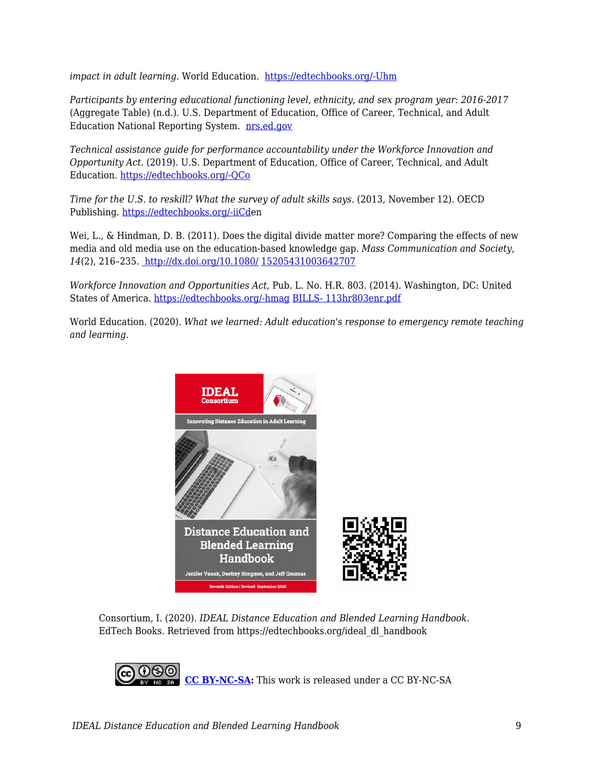*impact in adult learning*. World Education. https://edtechbooks.org/-Uhm

*Participants by entering educational functioning level, ethnicity, and sex program year: 2016-2017* (Aggregate Table) (n.d.). U.S. Department of Education, Office of Career, Technical, and Adult Education National Reporting System. nrs.ed.gov

*Technical assistance guide for performance accountability under the Workforce Innovation and Opportunity Act*. (2019). U.S. Department of Education, Office of Career, Technical, and Adult Education. https://edtechbooks.org/-QCo

*Time for the U.S. to reskill? What the survey of adult skills says.* (2013, November 12). OECD Publishing. https://edtechbooks.org/-iiCden

Wei, L., & Hindman, D. B. (2011). Does the digital divide matter more? Comparing the effects of new media and old media use on the education-based knowledge gap. *Mass Communication and Society*, *14*(2), 216–235. http://dx.doi.org/10.1080/ 15205431003642707

*Workforce Innovation and Opportunities Act*, Pub. L. No. H.R. 803. (2014). Washington, DC: United States of America. https://edtechbooks.org/-hmag BILLS- 113hr803enr.pdf

World Education. (2020). *What we learned: Adult education's response to emergency remote teaching and learning*.

Consortium, I. (2020). *IDEAL Distance Education and Blended Learning Handbook*. EdTech Books. Retrieved from https://edtechbooks.org/ideal_dl_handbook

**CC BY-NC-SA:** This work is released under a CC BY-NC-SA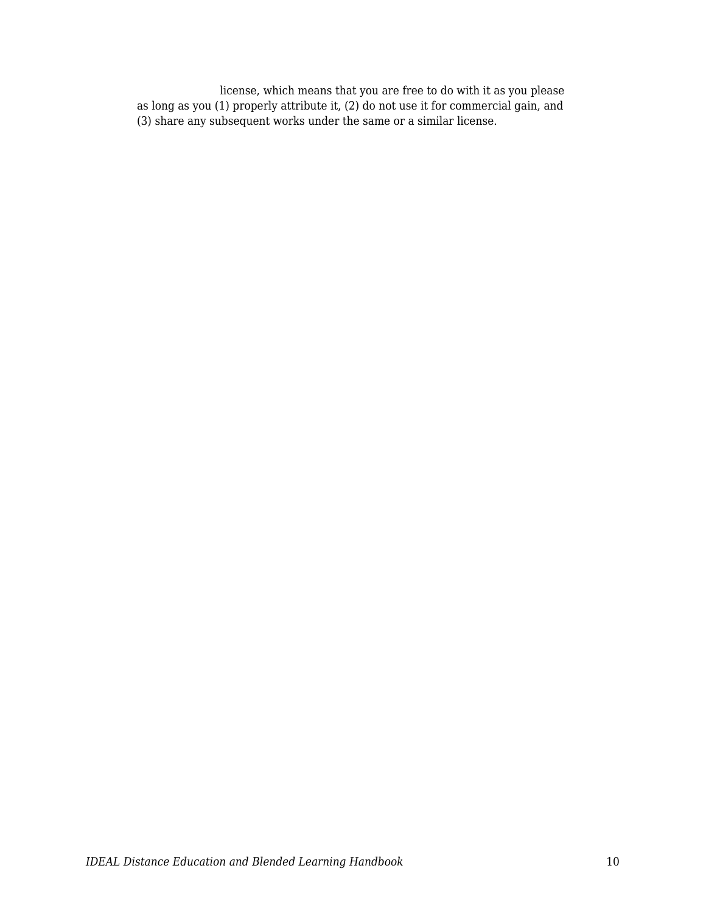license, which means that you are free to do with it as you please as long as you (1) properly attribute it, (2) do not use it for commercial gain, and (3) share any subsequent works under the same or a similar license.